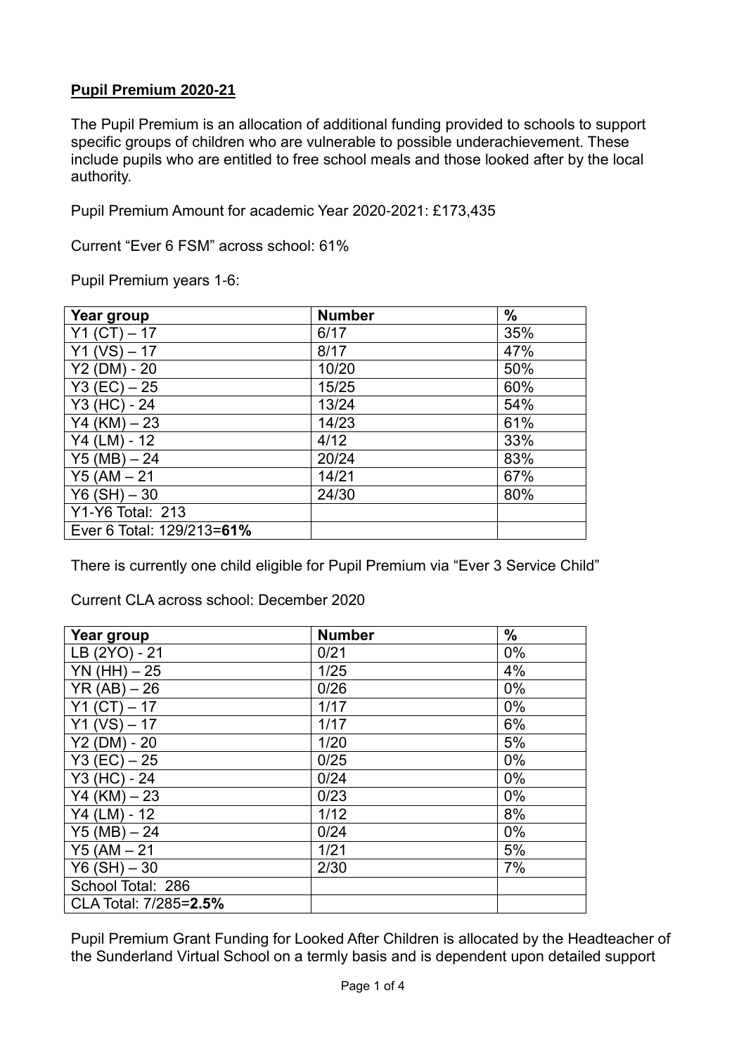**Pupil Premium 2020-21**

The Pupil Premium is an allocation of additional funding provided to schools to support specific groups of children who are vulnerable to possible underachievement. These include pupils who are entitled to free school meals and those looked after by the local authority.

Pupil Premium Amount for academic Year 2020-2021: £173,435

Current "Ever 6 FSM" across school: 61%

Pupil Premium years 1-6:

| Year group | Number | % |
|---|---|---|
| Y1 (CT) – 17 | 6/17 | 35% |
| Y1 (VS) – 17 | 8/17 | 47% |
| Y2 (DM) - 20 | 10/20 | 50% |
| Y3 (EC) – 25 | 15/25 | 60% |
| Y3 (HC) - 24 | 13/24 | 54% |
| Y4 (KM) – 23 | 14/23 | 61% |
| Y4 (LM) - 12 | 4/12 | 33% |
| Y5 (MB) – 24 | 20/24 | 83% |
| Y5 (AM – 21 | 14/21 | 67% |
| Y6 (SH) – 30 | 24/30 | 80% |
| Y1-Y6 Total: 213 | | |
| Ever 6 Total: 129/213=**61%** | | |

There is currently one child eligible for Pupil Premium via "Ever 3 Service Child"

Current CLA across school: December 2020

| Year group | Number | % |
|---|---|---|
| LB (2YO) - 21 | 0/21 | 0% |
| YN (HH) – 25 | 1/25 | 4% |
| YR (AB) – 26 | 0/26 | 0% |
| Y1 (CT) – 17 | 1/17 | 0% |
| Y1 (VS) – 17 | 1/17 | 6% |
| Y2 (DM) - 20 | 1/20 | 5% |
| Y3 (EC) – 25 | 0/25 | 0% |
| Y3 (HC) - 24 | 0/24 | 0% |
| Y4 (KM) – 23 | 0/23 | 0% |
| Y4 (LM) - 12 | 1/12 | 8% |
| Y5 (MB) – 24 | 0/24 | 0% |
| Y5 (AM – 21 | 1/21 | 5% |
| Y6 (SH) – 30 | 2/30 | 7% |
| School Total: 286 | | |
| CLA Total: 7/285=**2.5%** | | |

Pupil Premium Grant Funding for Looked After Children is allocated by the Headteacher of the Sunderland Virtual School on a termly basis and is dependent upon detailed support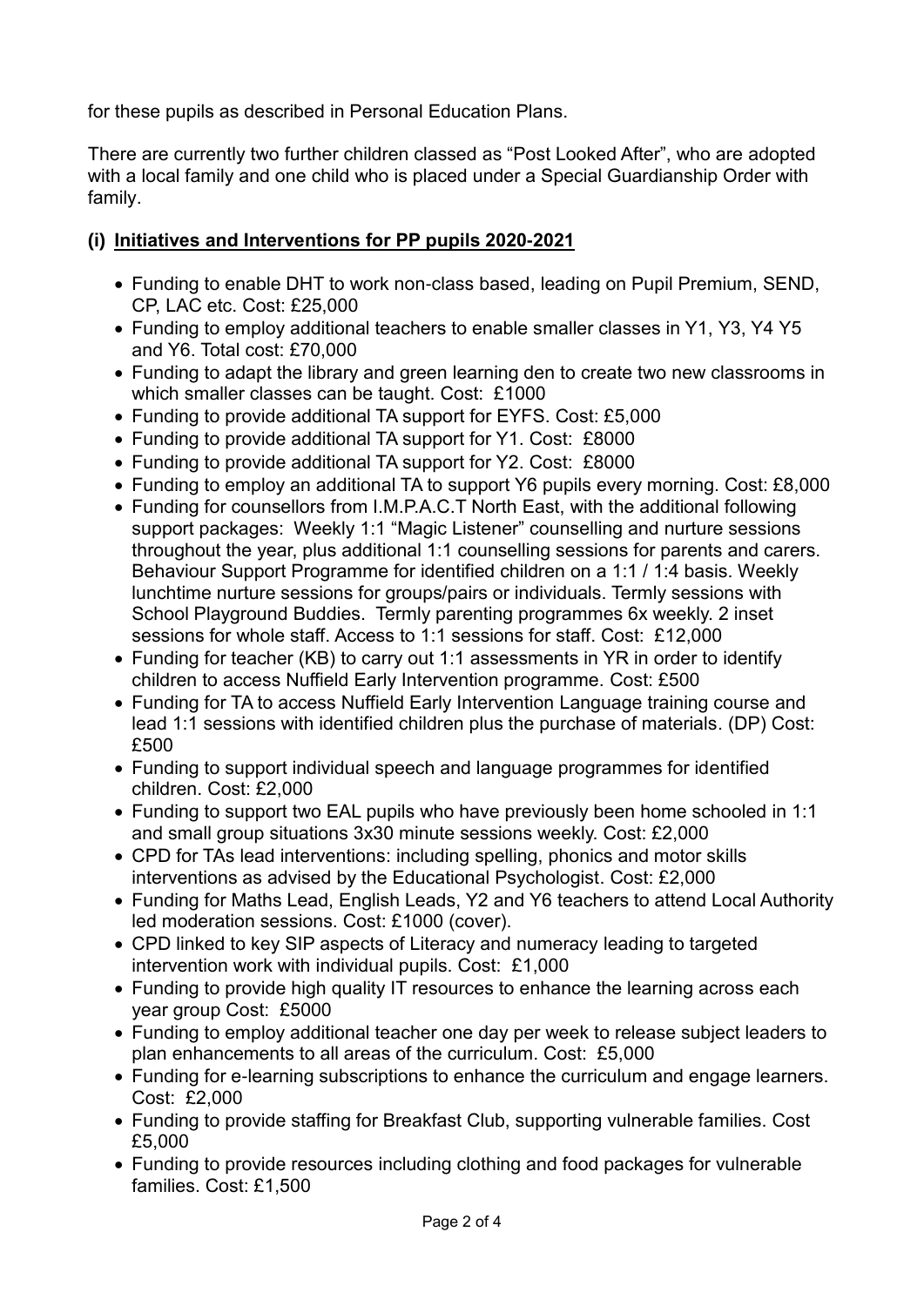for these pupils as described in Personal Education Plans.

There are currently two further children classed as "Post Looked After", who are adopted with a local family and one child who is placed under a Special Guardianship Order with family.

### (i) Initiatives and Interventions for PP pupils 2020-2021

- Funding to enable DHT to work non-class based, leading on Pupil Premium, SEND, CP, LAC etc. Cost: £25,000
- Funding to employ additional teachers to enable smaller classes in Y1, Y3, Y4 Y5 and Y6. Total cost: £70,000
- Funding to adapt the library and green learning den to create two new classrooms in which smaller classes can be taught. Cost: £1000
- Funding to provide additional TA support for EYFS. Cost: £5,000
- Funding to provide additional TA support for Y1. Cost: £8000
- Funding to provide additional TA support for Y2. Cost: £8000
- Funding to employ an additional TA to support Y6 pupils every morning. Cost: £8,000
- Funding for counsellors from I.M.P.A.C.T North East, with the additional following support packages: Weekly 1:1 "Magic Listener" counselling and nurture sessions throughout the year, plus additional 1:1 counselling sessions for parents and carers. Behaviour Support Programme for identified children on a 1:1 / 1:4 basis. Weekly lunchtime nurture sessions for groups/pairs or individuals. Termly sessions with School Playground Buddies. Termly parenting programmes 6x weekly. 2 inset sessions for whole staff. Access to 1:1 sessions for staff. Cost: £12,000
- Funding for teacher (KB) to carry out 1:1 assessments in YR in order to identify children to access Nuffield Early Intervention programme. Cost: £500
- Funding for TA to access Nuffield Early Intervention Language training course and lead 1:1 sessions with identified children plus the purchase of materials. (DP) Cost: £500
- Funding to support individual speech and language programmes for identified children. Cost: £2,000
- Funding to support two EAL pupils who have previously been home schooled in 1:1 and small group situations 3x30 minute sessions weekly. Cost: £2,000
- CPD for TAs lead interventions: including spelling, phonics and motor skills interventions as advised by the Educational Psychologist. Cost: £2,000
- Funding for Maths Lead, English Leads, Y2 and Y6 teachers to attend Local Authority led moderation sessions. Cost: £1000 (cover).
- CPD linked to key SIP aspects of Literacy and numeracy leading to targeted intervention work with individual pupils. Cost: £1,000
- Funding to provide high quality IT resources to enhance the learning across each year group Cost: £5000
- Funding to employ additional teacher one day per week to release subject leaders to plan enhancements to all areas of the curriculum. Cost: £5,000
- Funding for e-learning subscriptions to enhance the curriculum and engage learners. Cost: £2,000
- Funding to provide staffing for Breakfast Club, supporting vulnerable families. Cost £5,000
- Funding to provide resources including clothing and food packages for vulnerable families. Cost: £1,500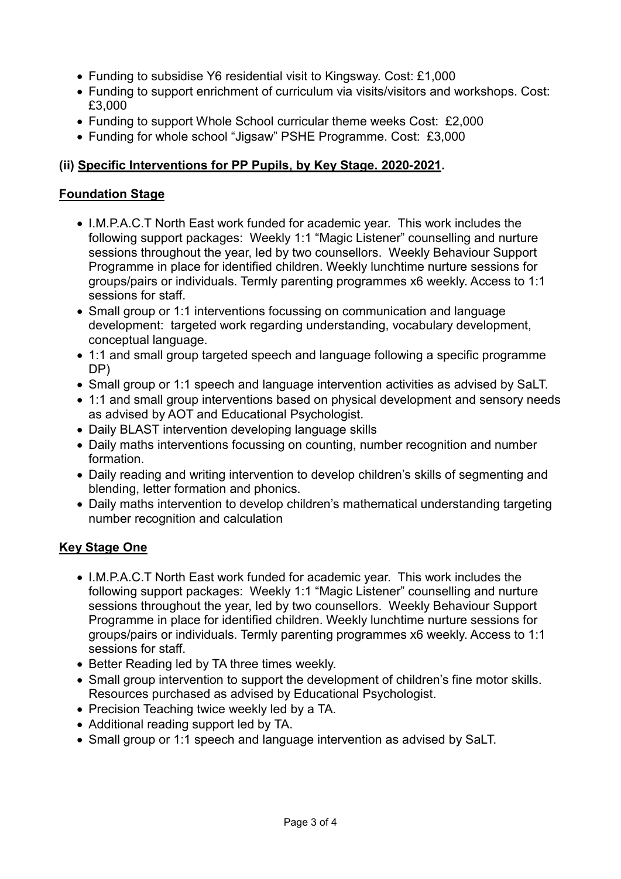- Funding to subsidise Y6 residential visit to Kingsway. Cost: £1,000
- Funding to support enrichment of curriculum via visits/visitors and workshops. Cost: £3,000
- Funding to support Whole School curricular theme weeks Cost: £2,000
- Funding for whole school "Jigsaw" PSHE Programme. Cost: £3,000

### (ii) <u>Specific Interventions for PP Pupils, by Key Stage. 2020-2021</u>.

#### <u>Foundation Stage</u>

- I.M.P.A.C.T North East work funded for academic year. This work includes the following support packages: Weekly 1:1 "Magic Listener" counselling and nurture sessions throughout the year, led by two counsellors. Weekly Behaviour Support Programme in place for identified children. Weekly lunchtime nurture sessions for groups/pairs or individuals. Termly parenting programmes x6 weekly. Access to 1:1 sessions for staff.
- Small group or 1:1 interventions focussing on communication and language development: targeted work regarding understanding, vocabulary development, conceptual language.
- 1:1 and small group targeted speech and language following a specific programme DP)
- Small group or 1:1 speech and language intervention activities as advised by SaLT.
- 1:1 and small group interventions based on physical development and sensory needs as advised by AOT and Educational Psychologist.
- Daily BLAST intervention developing language skills
- Daily maths interventions focussing on counting, number recognition and number formation.
- Daily reading and writing intervention to develop children's skills of segmenting and blending, letter formation and phonics.
- Daily maths intervention to develop children's mathematical understanding targeting number recognition and calculation

#### <u>Key Stage One</u>

- I.M.P.A.C.T North East work funded for academic year. This work includes the following support packages: Weekly 1:1 "Magic Listener" counselling and nurture sessions throughout the year, led by two counsellors. Weekly Behaviour Support Programme in place for identified children. Weekly lunchtime nurture sessions for groups/pairs or individuals. Termly parenting programmes x6 weekly. Access to 1:1 sessions for staff.
- Better Reading led by TA three times weekly.
- Small group intervention to support the development of children's fine motor skills. Resources purchased as advised by Educational Psychologist.
- Precision Teaching twice weekly led by a TA.
- Additional reading support led by TA.
- Small group or 1:1 speech and language intervention as advised by SaLT.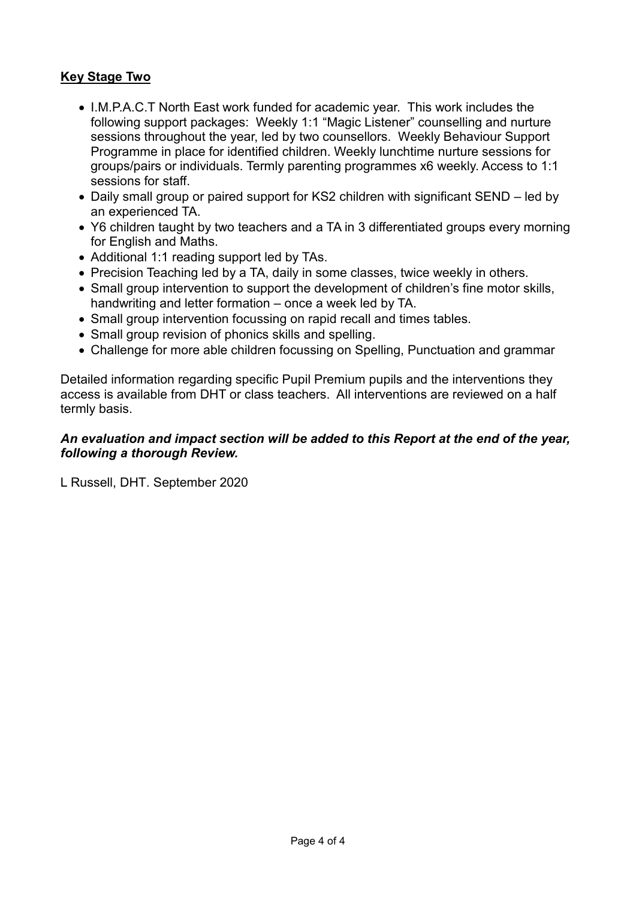**Key Stage Two**

- I.M.P.A.C.T North East work funded for academic year. This work includes the following support packages: Weekly 1:1 "Magic Listener" counselling and nurture sessions throughout the year, led by two counsellors. Weekly Behaviour Support Programme in place for identified children. Weekly lunchtime nurture sessions for groups/pairs or individuals. Termly parenting programmes x6 weekly. Access to 1:1 sessions for staff.
- Daily small group or paired support for KS2 children with significant SEND – led by an experienced TA.
- Y6 children taught by two teachers and a TA in 3 differentiated groups every morning for English and Maths.
- Additional 1:1 reading support led by TAs.
- Precision Teaching led by a TA, daily in some classes, twice weekly in others.
- Small group intervention to support the development of children's fine motor skills, handwriting and letter formation – once a week led by TA.
- Small group intervention focussing on rapid recall and times tables.
- Small group revision of phonics skills and spelling.
- Challenge for more able children focussing on Spelling, Punctuation and grammar

Detailed information regarding specific Pupil Premium pupils and the interventions they access is available from DHT or class teachers. All interventions are reviewed on a half termly basis.

***An evaluation and impact section will be added to this Report at the end of the year, following a thorough Review.***

L Russell, DHT. September 2020